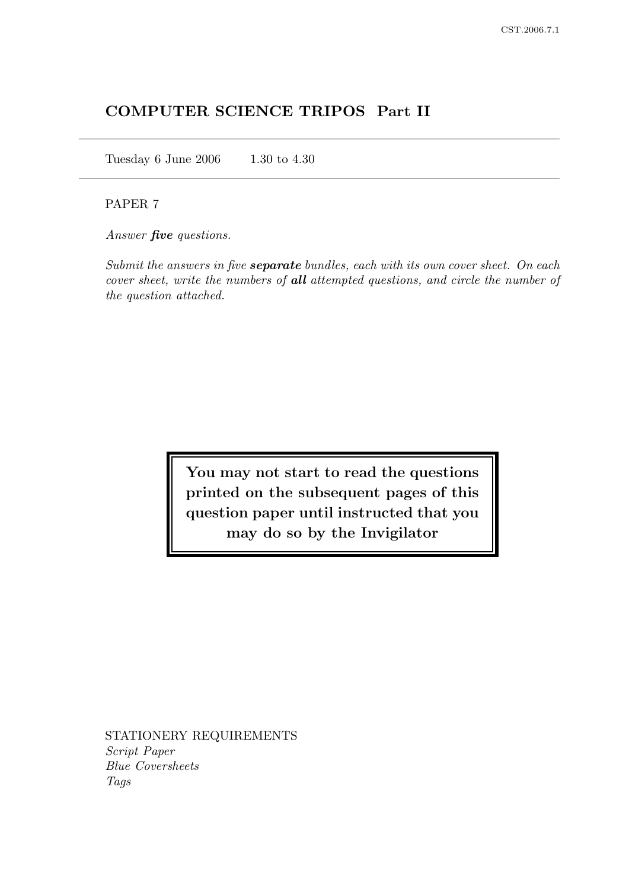## COMPUTER SCIENCE TRIPOS Part II

Tuesday 6 June 2006 1.30 to 4.30

PAPER 7

*Answer **five** questions.*

*Submit the answers in five **separate** bundles, each with its own cover sheet. On each cover sheet, write the numbers of **all** attempted questions, and circle the number of the question attached.*

**You may not start to read the questions printed on the subsequent pages of this question paper until instructed that you may do so by the Invigilator**

STATIONERY REQUIREMENTS
*Script Paper*
*Blue Coversheets*
*Tags*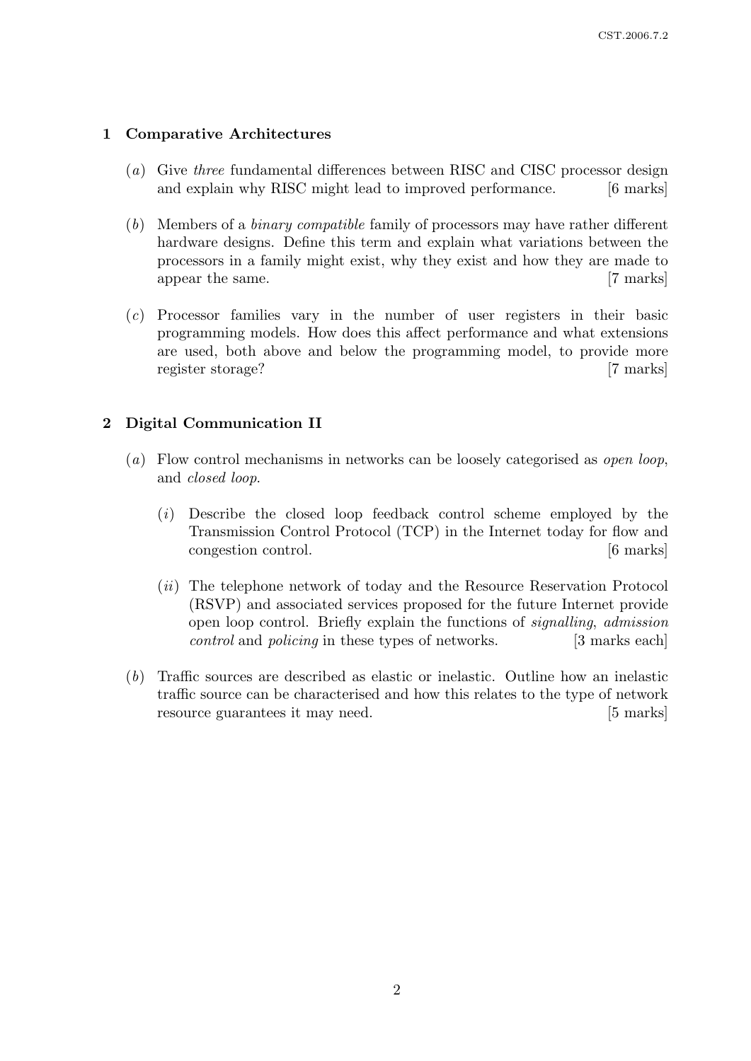## 1 Comparative Architectures

(*a*) Give *three* fundamental differences between RISC and CISC processor design and explain why RISC might lead to improved performance. [6 marks]

(*b*) Members of a *binary compatible* family of processors may have rather different hardware designs. Define this term and explain what variations between the processors in a family might exist, why they exist and how they are made to appear the same. [7 marks]

(*c*) Processor families vary in the number of user registers in their basic programming models. How does this affect performance and what extensions are used, both above and below the programming model, to provide more register storage? [7 marks]

## 2 Digital Communication II

(*a*) Flow control mechanisms in networks can be loosely categorised as *open loop*, and *closed loop*.

(*i*) Describe the closed loop feedback control scheme employed by the Transmission Control Protocol (TCP) in the Internet today for flow and congestion control. [6 marks]

(*ii*) The telephone network of today and the Resource Reservation Protocol (RSVP) and associated services proposed for the future Internet provide open loop control. Briefly explain the functions of *signalling*, *admission control* and *policing* in these types of networks. [3 marks each]

(*b*) Traffic sources are described as elastic or inelastic. Outline how an inelastic traffic source can be characterised and how this relates to the type of network resource guarantees it may need. [5 marks]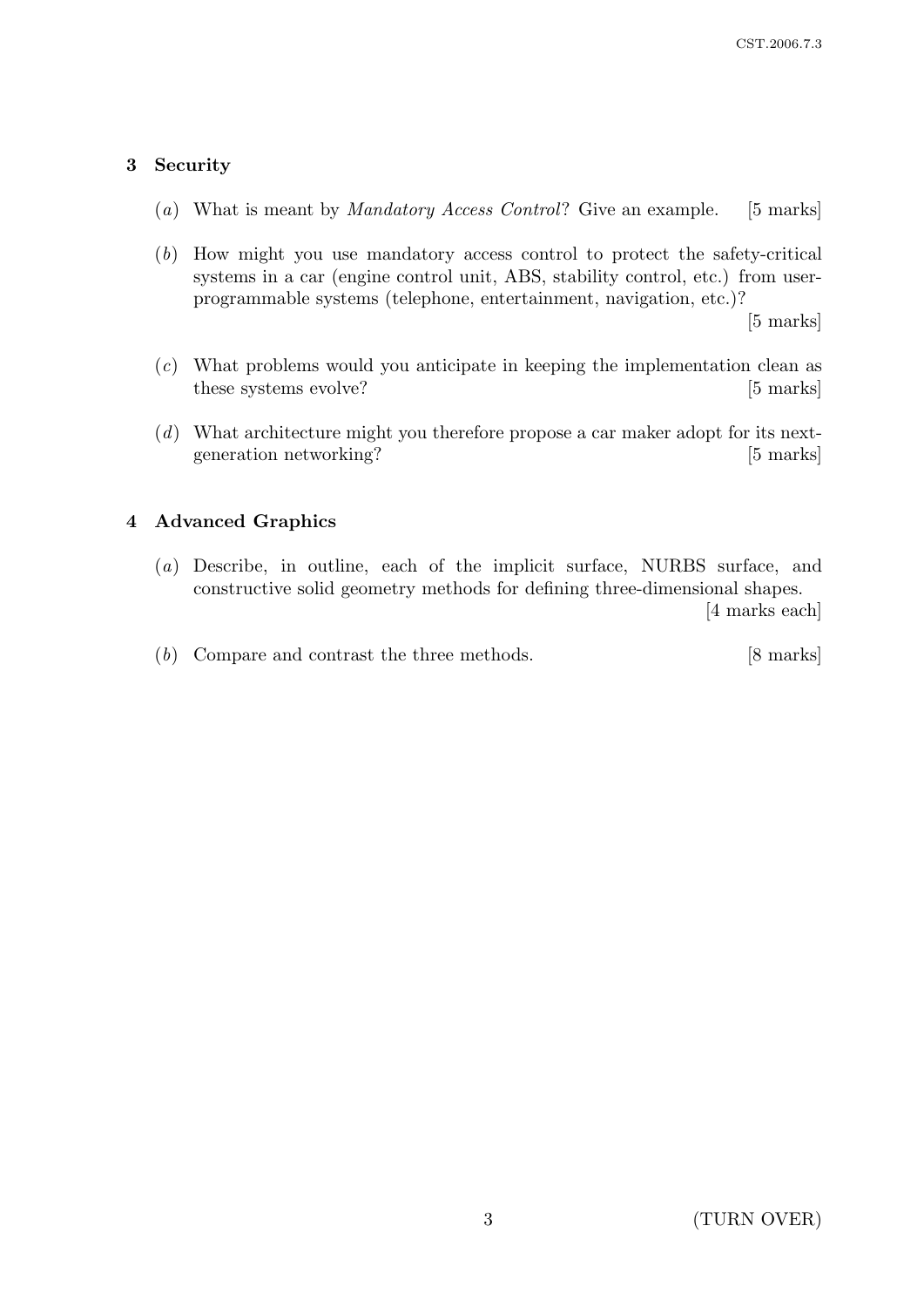## 3 Security

(*a*) What is meant by *Mandatory Access Control*? Give an example. [5 marks]

(*b*) How might you use mandatory access control to protect the safety-critical systems in a car (engine control unit, ABS, stability control, etc.) from user-programmable systems (telephone, entertainment, navigation, etc.)? [5 marks]

(*c*) What problems would you anticipate in keeping the implementation clean as these systems evolve? [5 marks]

(*d*) What architecture might you therefore propose a car maker adopt for its next-generation networking? [5 marks]

## 4 Advanced Graphics

(*a*) Describe, in outline, each of the implicit surface, NURBS surface, and constructive solid geometry methods for defining three-dimensional shapes. [4 marks each]

(*b*) Compare and contrast the three methods. [8 marks]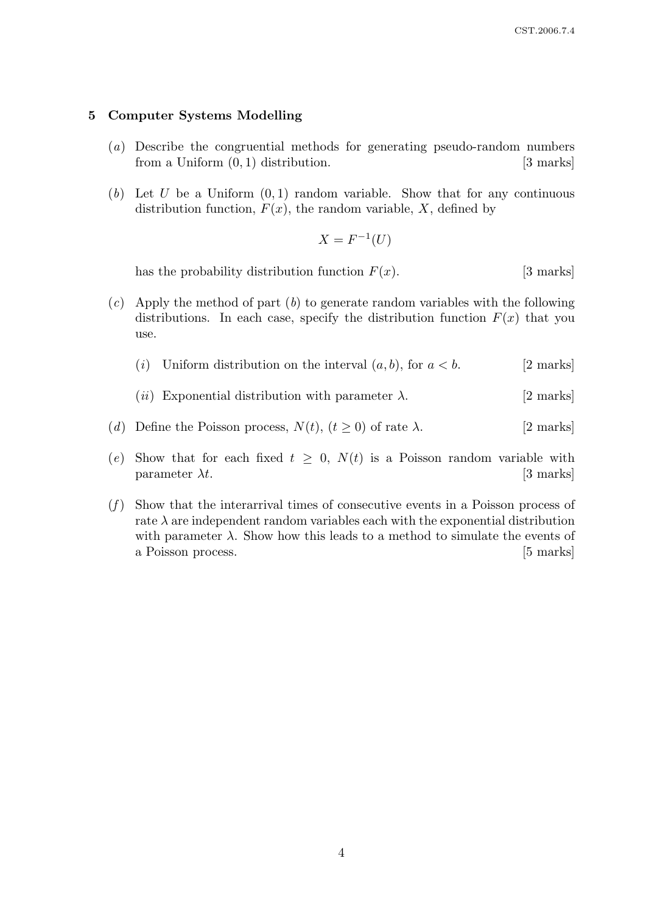## 5 Computer Systems Modelling

(*a*) Describe the congruential methods for generating pseudo-random numbers from a Uniform $(0, 1)$ distribution. [3 marks]

(*b*) Let $U$ be a Uniform $(0, 1)$ random variable. Show that for any continuous distribution function, $F(x)$, the random variable, $X$, defined by

$$X = F^{-1}(U)$$

has the probability distribution function $F(x)$. [3 marks]

(*c*) Apply the method of part (*b*) to generate random variables with the following distributions. In each case, specify the distribution function $F(x)$ that you use.

(*i*) Uniform distribution on the interval $(a, b)$, for $a < b$. [2 marks]

(*ii*) Exponential distribution with parameter $\lambda$. [2 marks]

(*d*) Define the Poisson process, $N(t)$, $(t \geq 0)$ of rate $\lambda$. [2 marks]

(*e*) Show that for each fixed $t \geq 0$, $N(t)$ is a Poisson random variable with parameter $\lambda t$. [3 marks]

(*f*) Show that the interarrival times of consecutive events in a Poisson process of rate $\lambda$ are independent random variables each with the exponential distribution with parameter $\lambda$. Show how this leads to a method to simulate the events of a Poisson process. [5 marks]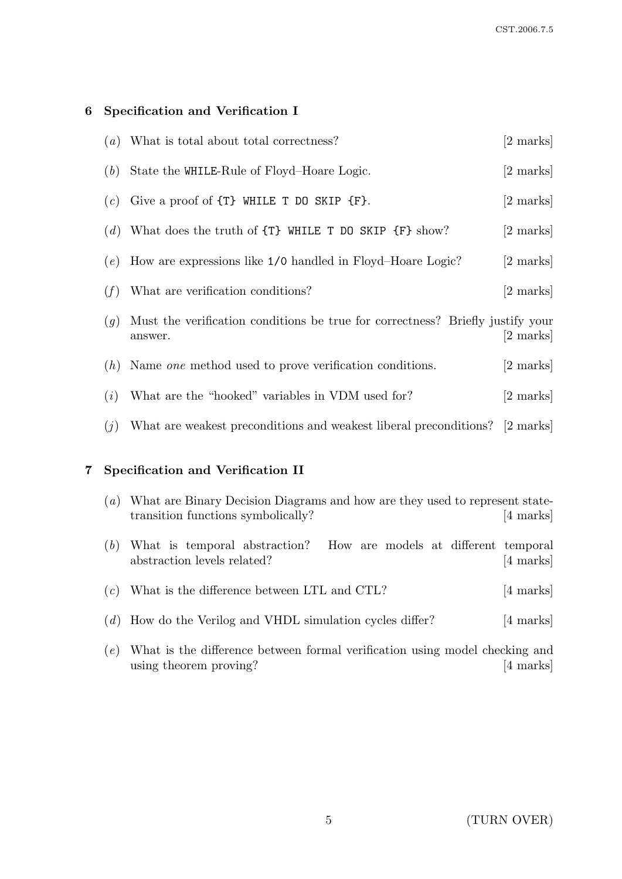## 6 Specification and Verification I

(*a*) What is total about total correctness? [2 marks]

(*b*) State the `WHILE`-Rule of Floyd–Hoare Logic. [2 marks]

(*c*) Give a proof of `{T} WHILE T DO SKIP {F}`. [2 marks]

(*d*) What does the truth of `{T} WHILE T DO SKIP {F}` show? [2 marks]

(*e*) How are expressions like `1/0` handled in Floyd–Hoare Logic? [2 marks]

(*f*) What are verification conditions? [2 marks]

(*g*) Must the verification conditions be true for correctness? Briefly justify your answer. [2 marks]

(*h*) Name *one* method used to prove verification conditions. [2 marks]

(*i*) What are the "hooked" variables in VDM used for? [2 marks]

(*j*) What are weakest preconditions and weakest liberal preconditions? [2 marks]

## 7 Specification and Verification II

(*a*) What are Binary Decision Diagrams and how are they used to represent state-transition functions symbolically? [4 marks]

(*b*) What is temporal abstraction? How are models at different temporal abstraction levels related? [4 marks]

(*c*) What is the difference between LTL and CTL? [4 marks]

(*d*) How do the Verilog and VHDL simulation cycles differ? [4 marks]

(*e*) What is the difference between formal verification using model checking and using theorem proving? [4 marks]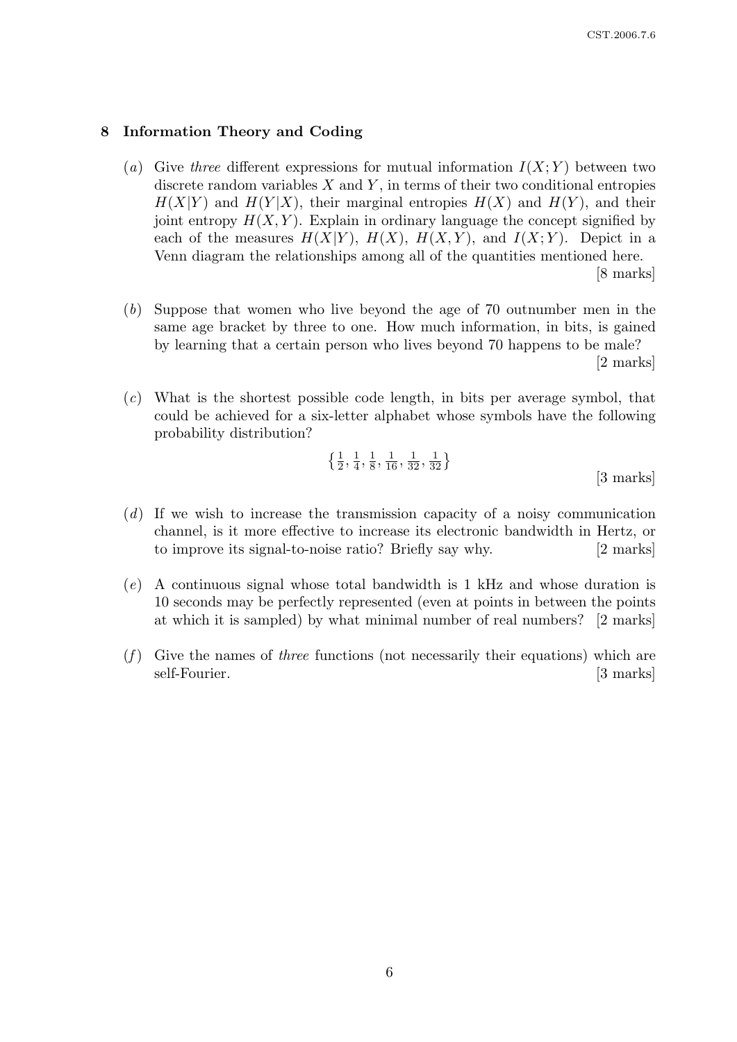## 8 Information Theory and Coding

(*a*) Give *three* different expressions for mutual information $I(X;Y)$ between two discrete random variables $X$ and $Y$, in terms of their two conditional entropies $H(X|Y)$ and $H(Y|X)$, their marginal entropies $H(X)$ and $H(Y)$, and their joint entropy $H(X,Y)$. Explain in ordinary language the concept signified by each of the measures $H(X|Y)$, $H(X)$, $H(X,Y)$, and $I(X;Y)$. Depict in a Venn diagram the relationships among all of the quantities mentioned here. [8 marks]

(*b*) Suppose that women who live beyond the age of 70 outnumber men in the same age bracket by three to one. How much information, in bits, is gained by learning that a certain person who lives beyond 70 happens to be male? [2 marks]

(*c*) What is the shortest possible code length, in bits per average symbol, that could be achieved for a six-letter alphabet whose symbols have the following probability distribution?

$$\left\{\tfrac{1}{2}, \tfrac{1}{4}, \tfrac{1}{8}, \tfrac{1}{16}, \tfrac{1}{32}, \tfrac{1}{32}\right\}$$

[3 marks]

(*d*) If we wish to increase the transmission capacity of a noisy communication channel, is it more effective to increase its electronic bandwidth in Hertz, or to improve its signal-to-noise ratio? Briefly say why. [2 marks]

(*e*) A continuous signal whose total bandwidth is 1 kHz and whose duration is 10 seconds may be perfectly represented (even at points in between the points at which it is sampled) by what minimal number of real numbers? [2 marks]

(*f*) Give the names of *three* functions (not necessarily their equations) which are self-Fourier. [3 marks]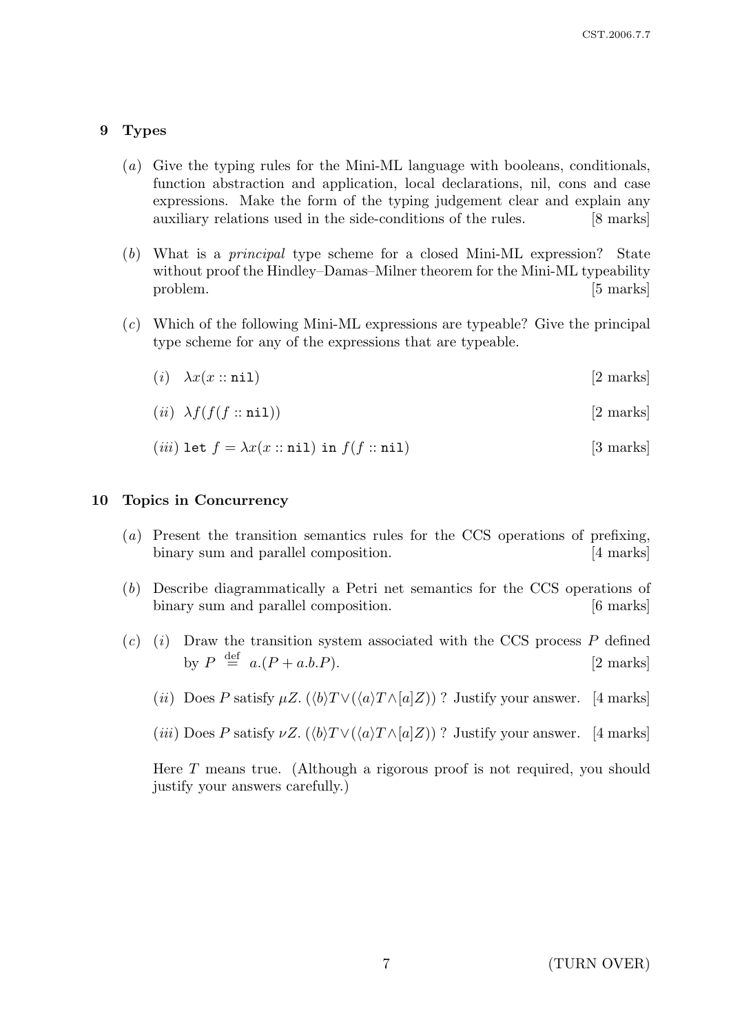## 9 Types

(*a*) Give the typing rules for the Mini-ML language with booleans, conditionals, function abstraction and application, local declarations, nil, cons and case expressions. Make the form of the typing judgement clear and explain any auxiliary relations used in the side-conditions of the rules. [8 marks]

(*b*) What is a *principal* type scheme for a closed Mini-ML expression? State without proof the Hindley–Damas–Milner theorem for the Mini-ML typeability problem. [5 marks]

(*c*) Which of the following Mini-ML expressions are typeable? Give the principal type scheme for any of the expressions that are typeable.

(*i*) $\lambda x(x :: \texttt{nil})$ [2 marks]

(*ii*) $\lambda f(f(f :: \texttt{nil}))$ [2 marks]

(*iii*) $\texttt{let } f = \lambda x(x :: \texttt{nil}) \texttt{ in } f(f :: \texttt{nil})$ [3 marks]

## 10 Topics in Concurrency

(*a*) Present the transition semantics rules for the CCS operations of prefixing, binary sum and parallel composition. [4 marks]

(*b*) Describe diagrammatically a Petri net semantics for the CCS operations of binary sum and parallel composition. [6 marks]

(*c*) (*i*) Draw the transition system associated with the CCS process $P$ defined by $P \stackrel{\text{def}}{=} a.(P + a.b.P)$. [2 marks]

(*ii*) Does $P$ satisfy $\mu Z. (\langle b \rangle T \vee (\langle a \rangle T \wedge [a]Z))$ ? Justify your answer. [4 marks]

(*iii*) Does $P$ satisfy $\nu Z. (\langle b \rangle T \vee (\langle a \rangle T \wedge [a]Z))$ ? Justify your answer. [4 marks]

Here $T$ means true. (Although a rigorous proof is not required, you should justify your answers carefully.)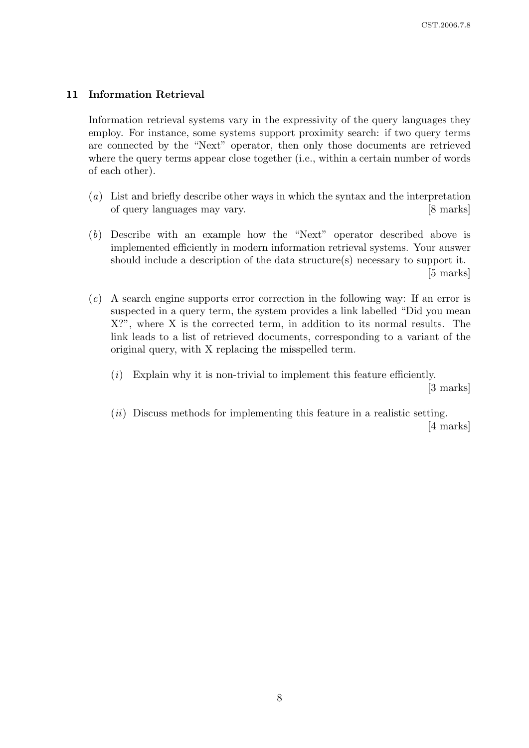## 11 Information Retrieval

Information retrieval systems vary in the expressivity of the query languages they employ. For instance, some systems support proximity search: if two query terms are connected by the "Next" operator, then only those documents are retrieved where the query terms appear close together (i.e., within a certain number of words of each other).

(*a*) List and briefly describe other ways in which the syntax and the interpretation of query languages may vary. [8 marks]

(*b*) Describe with an example how the "Next" operator described above is implemented efficiently in modern information retrieval systems. Your answer should include a description of the data structure(s) necessary to support it. [5 marks]

(*c*) A search engine supports error correction in the following way: If an error is suspected in a query term, the system provides a link labelled "Did you mean X?", where X is the corrected term, in addition to its normal results. The link leads to a list of retrieved documents, corresponding to a variant of the original query, with X replacing the misspelled term.

(*i*) Explain why it is non-trivial to implement this feature efficiently. [3 marks]

(*ii*) Discuss methods for implementing this feature in a realistic setting. [4 marks]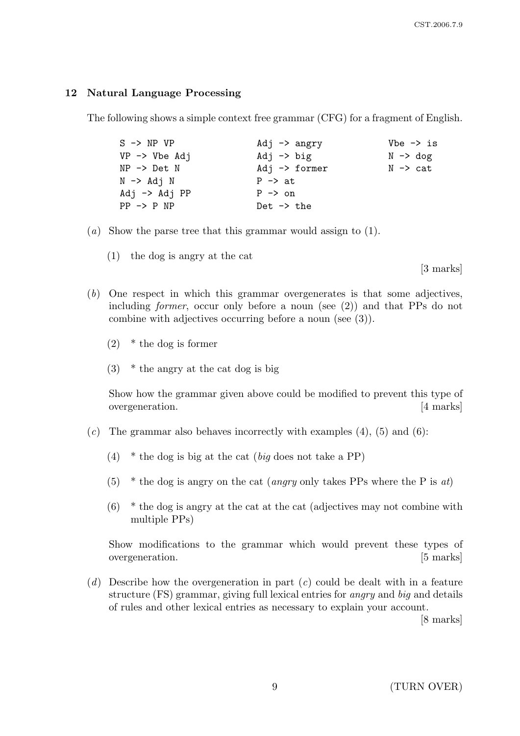## 12 Natural Language Processing

The following shows a simple context free grammar (CFG) for a fragment of English.

```
S -> NP VP            Adj -> angry        Vbe -> is
VP -> Vbe Adj         Adj -> big          N -> dog
NP -> Det N           Adj -> former       N -> cat
N -> Adj N            P -> at
Adj -> Adj PP         P -> on
PP -> P NP            Det -> the
```

(*a*) Show the parse tree that this grammar would assign to (1).

(1) the dog is angry at the cat

[3 marks]

(*b*) One respect in which this grammar overgenerates is that some adjectives, including *former*, occur only before a noun (see (2)) and that PPs do not combine with adjectives occurring before a noun (see (3)).

(2) * the dog is former

(3) * the angry at the cat dog is big

Show how the grammar given above could be modified to prevent this type of overgeneration. [4 marks]

(*c*) The grammar also behaves incorrectly with examples (4), (5) and (6):

(4) * the dog is big at the cat (*big* does not take a PP)

(5) * the dog is angry on the cat (*angry* only takes PPs where the P is *at*)

(6) * the dog is angry at the cat at the cat (adjectives may not combine with multiple PPs)

Show modifications to the grammar which would prevent these types of overgeneration. [5 marks]

(*d*) Describe how the overgeneration in part (*c*) could be dealt with in a feature structure (FS) grammar, giving full lexical entries for *angry* and *big* and details of rules and other lexical entries as necessary to explain your account.

[8 marks]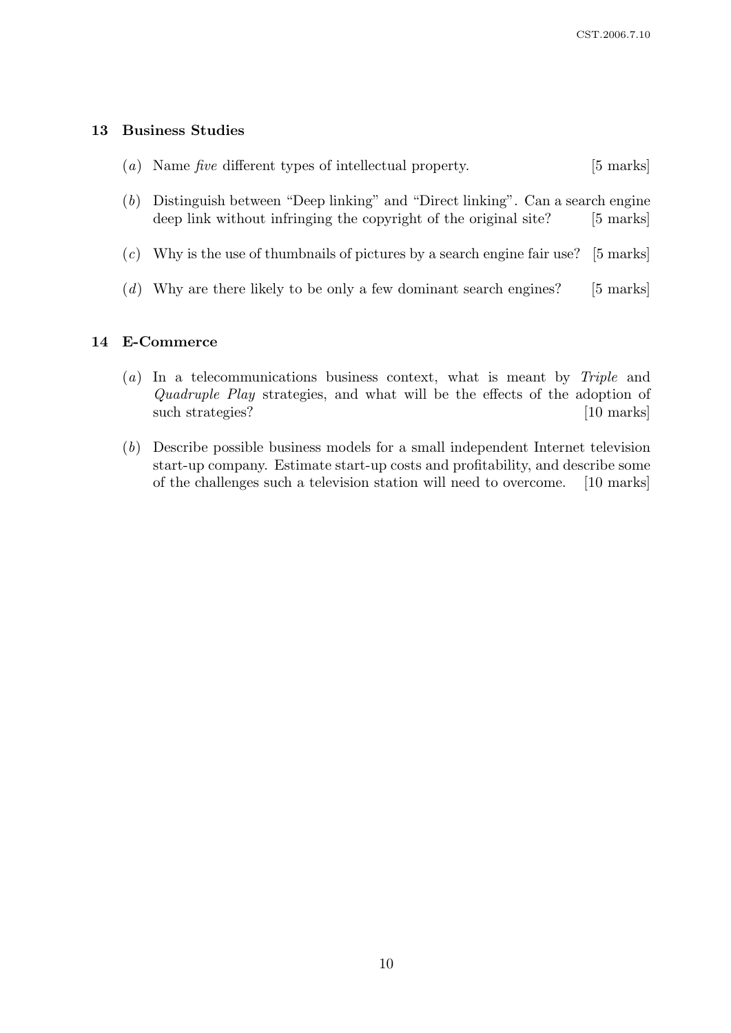## 13 Business Studies

(*a*) Name *five* different types of intellectual property. [5 marks]

(*b*) Distinguish between "Deep linking" and "Direct linking". Can a search engine deep link without infringing the copyright of the original site? [5 marks]

(*c*) Why is the use of thumbnails of pictures by a search engine fair use? [5 marks]

(*d*) Why are there likely to be only a few dominant search engines? [5 marks]

## 14 E-Commerce

(*a*) In a telecommunications business context, what is meant by *Triple* and *Quadruple Play* strategies, and what will be the effects of the adoption of such strategies? [10 marks]

(*b*) Describe possible business models for a small independent Internet television start-up company. Estimate start-up costs and profitability, and describe some of the challenges such a television station will need to overcome. [10 marks]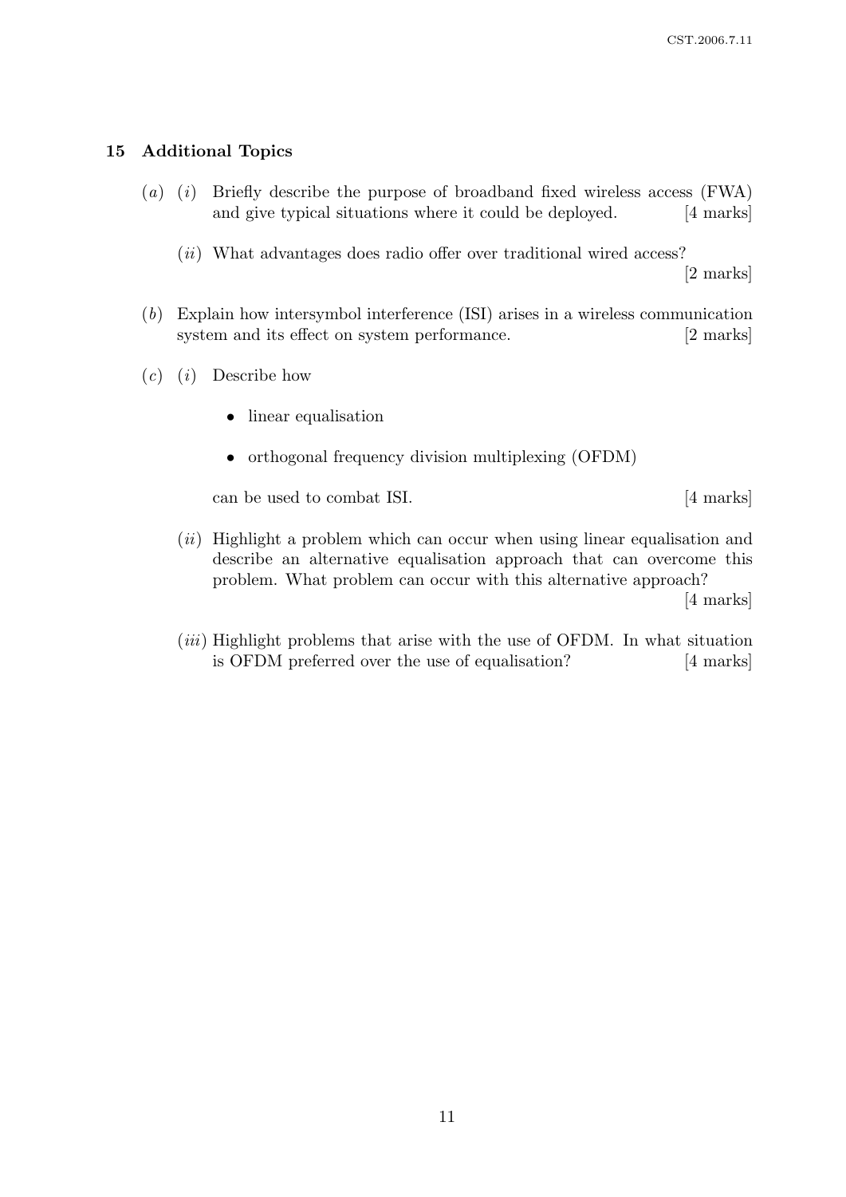## 15 Additional Topics

(*a*) (*i*) Briefly describe the purpose of broadband fixed wireless access (FWA) and give typical situations where it could be deployed. [4 marks]

(*ii*) What advantages does radio offer over traditional wired access? [2 marks]

(*b*) Explain how intersymbol interference (ISI) arises in a wireless communication system and its effect on system performance. [2 marks]

(*c*) (*i*) Describe how

- linear equalisation
- orthogonal frequency division multiplexing (OFDM)

can be used to combat ISI. [4 marks]

(*ii*) Highlight a problem which can occur when using linear equalisation and describe an alternative equalisation approach that can overcome this problem. What problem can occur with this alternative approach? [4 marks]

(*iii*) Highlight problems that arise with the use of OFDM. In what situation is OFDM preferred over the use of equalisation? [4 marks]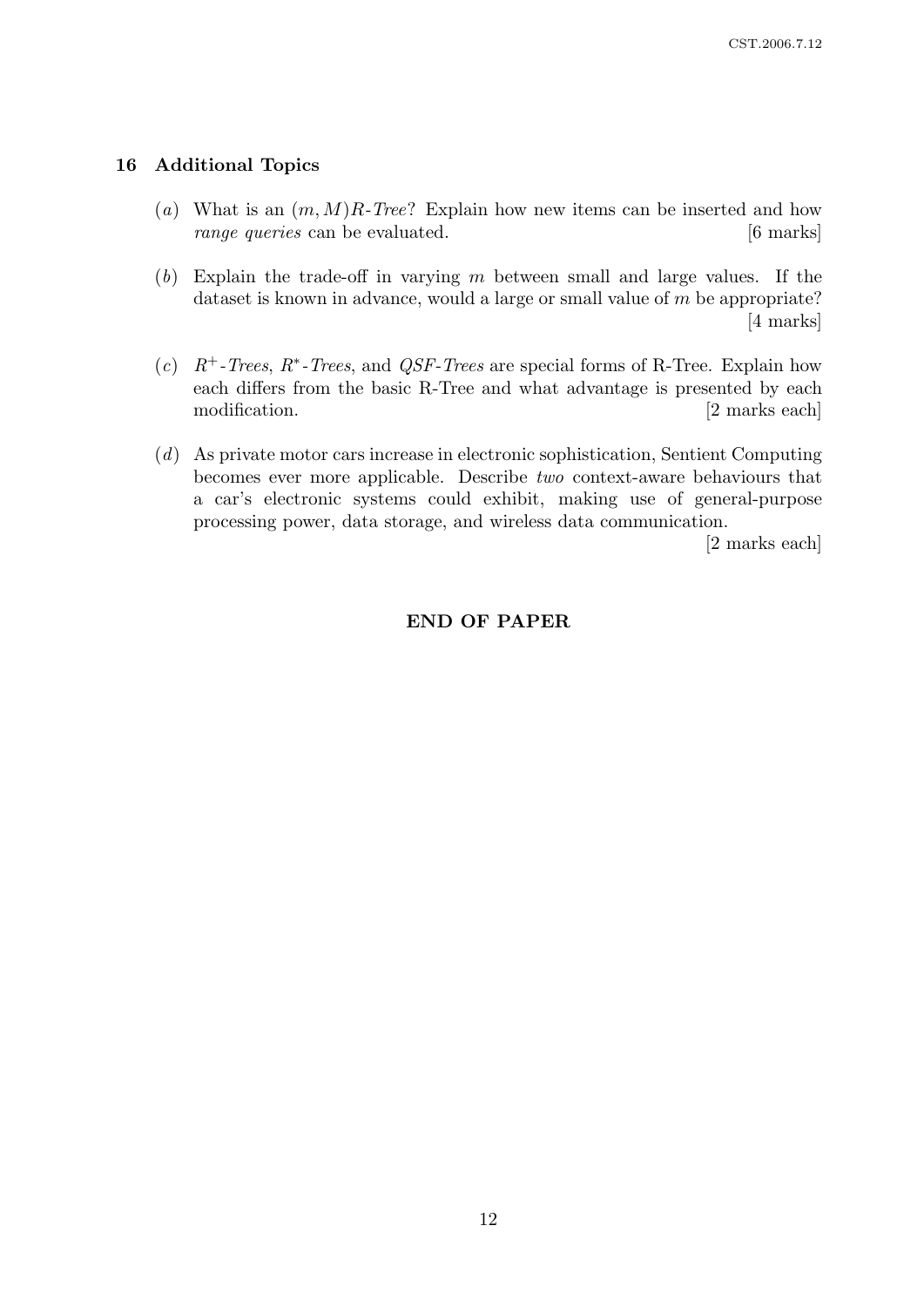## 16 Additional Topics

(*a*) What is an $(m, M)$*R-Tree*? Explain how new items can be inserted and how *range queries* can be evaluated. [6 marks]

(*b*) Explain the trade-off in varying $m$ between small and large values. If the dataset is known in advance, would a large or small value of $m$ be appropriate? [4 marks]

(*c*) $R^+$-*Trees*, $R^*$-*Trees*, and *QSF-Trees* are special forms of R-Tree. Explain how each differs from the basic R-Tree and what advantage is presented by each modification. [2 marks each]

(*d*) As private motor cars increase in electronic sophistication, Sentient Computing becomes ever more applicable. Describe *two* context-aware behaviours that a car's electronic systems could exhibit, making use of general-purpose processing power, data storage, and wireless data communication. [2 marks each]

**END OF PAPER**